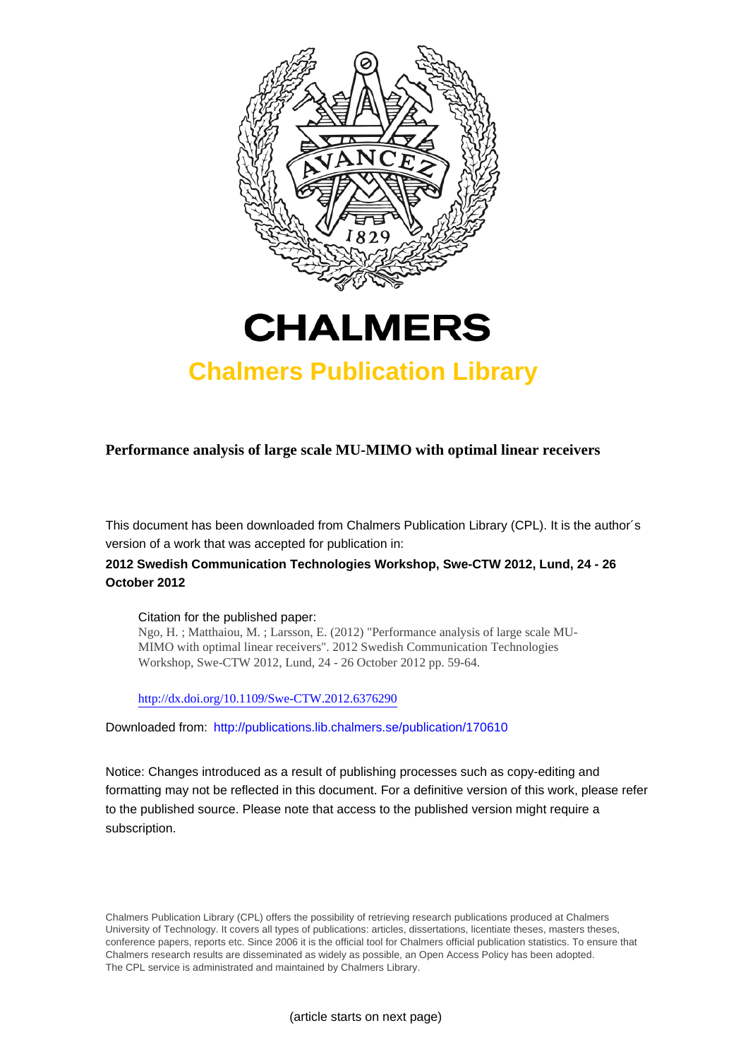# CHALMERS

## Chalmers Publication Library

**Performance analysis of large scale MU-MIMO with optimal linear receivers**

This document has been downloaded from Chalmers Publication Library (CPL). It is the author´s version of a work that was accepted for publication in:

**2012 Swedish Communication Technologies Workshop, Swe-CTW 2012, Lund, 24 - 26 October 2012**

Citation for the published paper:
Ngo, H. ; Matthaiou, M. ; Larsson, E. (2012) "Performance analysis of large scale MU-MIMO with optimal linear receivers". 2012 Swedish Communication Technologies Workshop, Swe-CTW 2012, Lund, 24 - 26 October 2012 pp. 59-64.

http://dx.doi.org/10.1109/Swe-CTW.2012.6376290

Downloaded from: http://publications.lib.chalmers.se/publication/170610

Notice: Changes introduced as a result of publishing processes such as copy-editing and formatting may not be reflected in this document. For a definitive version of this work, please refer to the published source. Please note that access to the published version might require a subscription.

Chalmers Publication Library (CPL) offers the possibility of retrieving research publications produced at Chalmers University of Technology. It covers all types of publications: articles, dissertations, licentiate theses, masters theses, conference papers, reports etc. Since 2006 it is the official tool for Chalmers official publication statistics. To ensure that Chalmers research results are disseminated as widely as possible, an Open Access Policy has been adopted. The CPL service is administrated and maintained by Chalmers Library.

(article starts on next page)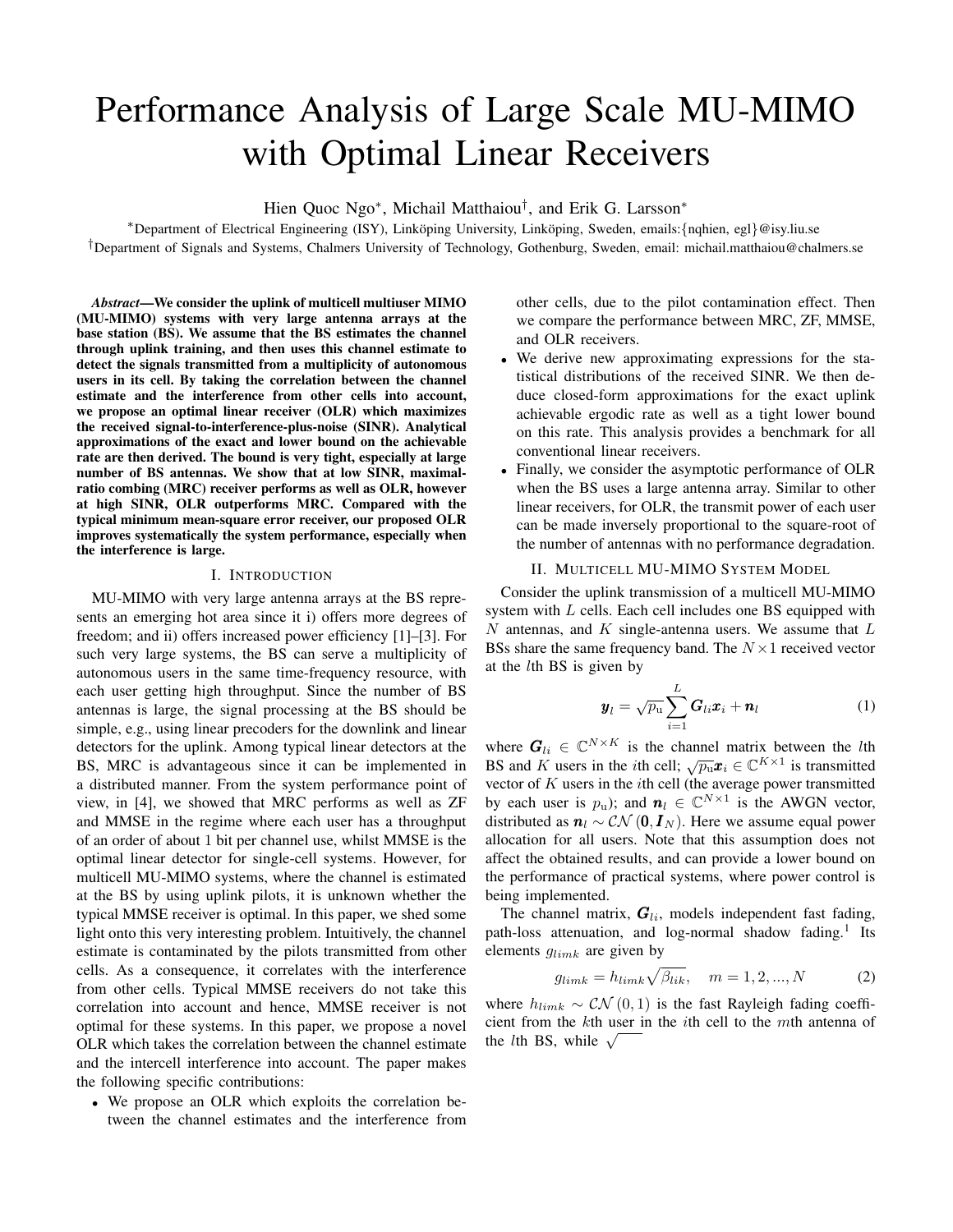# Performance Analysis of Large Scale MU-MIMO with Optimal Linear Receivers

Hien Quoc Ngo*, Michail Matthaiou†, and Erik G. Larsson*

*Department of Electrical Engineering (ISY), Linköping University, Linköping, Sweden, emails:{nqhien, egl}@isy.liu.se

†Department of Signals and Systems, Chalmers University of Technology, Gothenburg, Sweden, email: michail.matthaiou@chalmers.se

***Abstract*—We consider the uplink of multicell multiuser MIMO (MU-MIMO) systems with very large antenna arrays at the base station (BS). We assume that the BS estimates the channel through uplink training, and then uses this channel estimate to detect the signals transmitted from a multiplicity of autonomous users in its cell. By taking the correlation between the channel estimate and the interference from other cells into account, we propose an optimal linear receiver (OLR) which maximizes the received signal-to-interference-plus-noise (SINR). Analytical approximations of the exact and lower bound on the achievable rate are then derived. The bound is very tight, especially at large number of BS antennas. We show that at low SINR, maximal-ratio combining (MRC) receiver performs as well as OLR, however at high SINR, OLR outperforms MRC. Compared with the typical minimum mean-square error receiver, our proposed OLR improves systematically the system performance, especially when the interference is large.**

## I. Introduction

MU-MIMO with very large antenna arrays at the BS represents an emerging hot area since it i) offers more degrees of freedom; and ii) offers increased power efficiency [1]–[3]. For such very large systems, the BS can serve a multiplicity of autonomous users in the same time-frequency resource, with each user getting high throughput. Since the number of BS antennas is large, the signal processing at the BS should be simple, e.g., using linear precoders for the downlink and linear detectors for the uplink. Among typical linear detectors at the BS, MRC is advantageous since it can be implemented in a distributed manner. From the system performance point of view, in [4], we showed that MRC performs as well as ZF and MMSE in the regime where each user has a throughput of an order of about 1 bit per channel use, whilst MMSE is the optimal linear detector for single-cell systems. However, for multicell MU-MIMO systems, where the channel is estimated at the BS by using uplink pilots, it is unknown whether the typical MMSE receiver is optimal. In this paper, we shed some light onto this very interesting problem. Intuitively, the channel estimate is contaminated by the pilots transmitted from other cells. As a consequence, it correlates with the interference from other cells. Typical MMSE receivers do not take this correlation into account and hence, MMSE receiver is not optimal for these systems. In this paper, we propose a novel OLR which takes the correlation between the channel estimate and the intercell interference into account. The paper makes the following specific contributions:

- We propose an OLR which exploits the correlation between the channel estimates and the interference from other cells, due to the pilot contamination effect. Then we compare the performance between MRC, ZF, MMSE, and OLR receivers.
- We derive new approximating expressions for the statistical distributions of the received SINR. We then deduce closed-form approximations for the exact uplink achievable ergodic rate as well as a tight lower bound on this rate. This analysis provides a benchmark for all conventional linear receivers.
- Finally, we consider the asymptotic performance of OLR when the BS uses a large antenna array. Similar to other linear receivers, for OLR, the transmit power of each user can be made inversely proportional to the square-root of the number of antennas with no performance degradation.

## II. Multicell MU-MIMO System Model

Consider the uplink transmission of a multicell MU-MIMO system with $L$ cells. Each cell includes one BS equipped with $N$ antennas, and $K$ single-antenna users. We assume that $L$ BSs share the same frequency band. The $N \times 1$ received vector at the $l$th BS is given by

$$\boldsymbol{y}_l = \sqrt{p_{\mathrm{u}}} \sum_{i=1}^{L} \boldsymbol{G}_{li} \boldsymbol{x}_i + \boldsymbol{n}_l \tag{1}$$

where $\boldsymbol{G}_{li} \in \mathbb{C}^{N \times K}$ is the channel matrix between the $l$th BS and $K$ users in the $i$th cell; $\sqrt{p_{\mathrm{u}}}\boldsymbol{x}_i \in \mathbb{C}^{K \times 1}$ is transmitted vector of $K$ users in the $i$th cell (the average power transmitted by each user is $p_{\mathrm{u}}$); and $\boldsymbol{n}_l \in \mathbb{C}^{N \times 1}$ is the AWGN vector, distributed as $\boldsymbol{n}_l \sim \mathcal{CN}(\boldsymbol{0}, \boldsymbol{I}_N)$. Here we assume equal power allocation for all users. Note that this assumption does not affect the obtained results, and can provide a lower bound on the performance of practical systems, where power control is being implemented.

The channel matrix, $\boldsymbol{G}_{li}$, models independent fast fading, path-loss attenuation, and log-normal shadow fading.[1] Its elements $g_{limk}$ are given by

$$g_{limk} = h_{limk} \sqrt{\beta_{lik}}, \quad m = 1, 2, ..., N \tag{2}$$

where $h_{limk} \sim \mathcal{CN}(0, 1)$ is the fast Rayleigh fading coefficient from the $k$th user in the $i$th cell to the $m$th antenna of the $l$th BS, while $\sqrt{\phantom{x}}$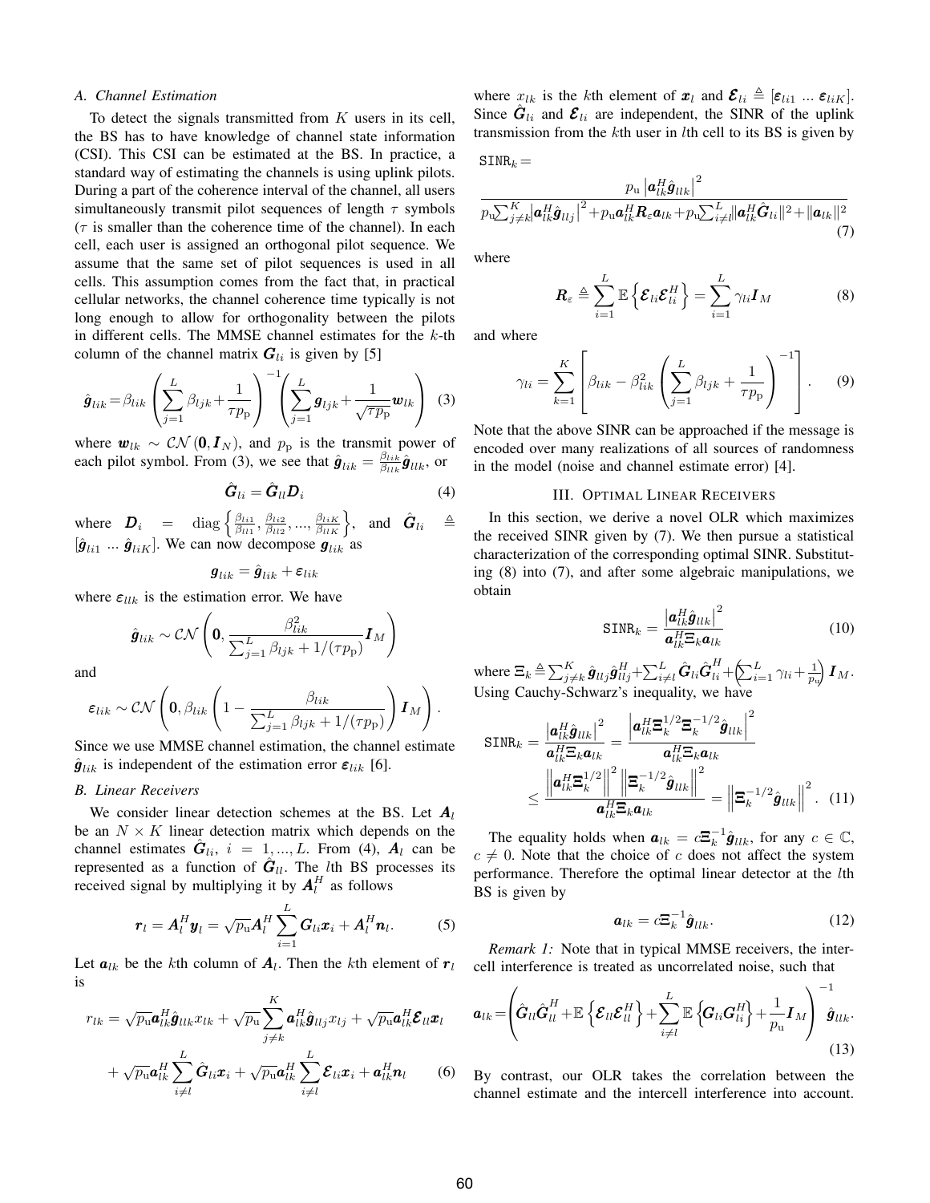### A. Channel Estimation

To detect the signals transmitted from $K$ users in its cell, the BS has to have knowledge of channel state information (CSI). This CSI can be estimated at the BS. In practice, a standard way of estimating the channels is using uplink pilots. During a part of the coherence interval of the channel, all users simultaneously transmit pilot sequences of length $\tau$ symbols ($\tau$ is smaller than the coherence time of the channel). In each cell, each user is assigned an orthogonal pilot sequence. We assume that the same set of pilot sequences is used in all cells. This assumption comes from the fact that, in practical cellular networks, the channel coherence time typically is not long enough to allow for orthogonality between the pilots in different cells. The MMSE channel estimates for the $k$-th column of the channel matrix $\boldsymbol{G}_{li}$ is given by [5]

$$\hat{\boldsymbol{g}}_{lik} = \beta_{lik}\left(\sum_{j=1}^{L}\beta_{ljk} + \frac{1}{\tau p_{\mathrm{p}}}\right)^{-1}\left(\sum_{j=1}^{L}\boldsymbol{g}_{ljk} + \frac{1}{\sqrt{\tau p_{\mathrm{p}}}}\boldsymbol{w}_{lk}\right) \quad (3)$$

where $\boldsymbol{w}_{lk} \sim \mathcal{CN}(\boldsymbol{0}, \boldsymbol{I}_N)$, and $p_{\mathrm{p}}$ is the transmit power of each pilot symbol. From (3), we see that $\hat{\boldsymbol{g}}_{lik} = \frac{\beta_{lik}}{\beta_{llk}}\hat{\boldsymbol{g}}_{llk}$, or

$$\hat{\boldsymbol{G}}_{li} = \hat{\boldsymbol{G}}_{ll}\boldsymbol{D}_i \quad (4)$$

where $\boldsymbol{D}_i = \mathrm{diag}\left\{\frac{\beta_{li1}}{\beta_{ll1}}, \frac{\beta_{li2}}{\beta_{ll2}}, ..., \frac{\beta_{liK}}{\beta_{llK}}\right\}$, and $\hat{\boldsymbol{G}}_{li} \triangleq [\hat{\boldsymbol{g}}_{li1} \ ... \ \hat{\boldsymbol{g}}_{liK}]$. We can now decompose $\boldsymbol{g}_{lik}$ as

$$\boldsymbol{g}_{lik} = \hat{\boldsymbol{g}}_{lik} + \boldsymbol{\varepsilon}_{lik}$$

where $\boldsymbol{\varepsilon}_{llk}$ is the estimation error. We have

$$\hat{\boldsymbol{g}}_{lik} \sim \mathcal{CN}\left(\boldsymbol{0}, \frac{\beta_{lik}^2}{\sum_{j=1}^{L}\beta_{ljk} + 1/(\tau p_{\mathrm{p}})}\boldsymbol{I}_M\right)$$

and

$$\boldsymbol{\varepsilon}_{lik} \sim \mathcal{CN}\left(\boldsymbol{0}, \beta_{lik}\left(1 - \frac{\beta_{lik}}{\sum_{j=1}^{L}\beta_{ljk} + 1/(\tau p_{\mathrm{p}})}\right)\boldsymbol{I}_M\right).$$

Since we use MMSE channel estimation, the channel estimate $\hat{\boldsymbol{g}}_{lik}$ is independent of the estimation error $\boldsymbol{\varepsilon}_{lik}$ [6].

### B. Linear Receivers

We consider linear detection schemes at the BS. Let $\boldsymbol{A}_l$ be an $N \times K$ linear detection matrix which depends on the channel estimates $\hat{\boldsymbol{G}}_{li}$, $i = 1, ..., L$. From (4), $\boldsymbol{A}_l$ can be represented as a function of $\hat{\boldsymbol{G}}_{ll}$. The $l$th BS processes its received signal by multiplying it by $\boldsymbol{A}_l^H$ as follows

$$\boldsymbol{r}_l = \boldsymbol{A}_l^H\boldsymbol{y}_l = \sqrt{p_{\mathrm{u}}}\boldsymbol{A}_l^H\sum_{i=1}^{L}\boldsymbol{G}_{li}\boldsymbol{x}_i + \boldsymbol{A}_l^H\boldsymbol{n}_l. \quad (5)$$

Let $\boldsymbol{a}_{lk}$ be the $k$th column of $\boldsymbol{A}_l$. Then the $k$th element of $\boldsymbol{r}_l$ is

$$r_{lk} = \sqrt{p_{\mathrm{u}}}\boldsymbol{a}_{lk}^H\hat{\boldsymbol{g}}_{llk}x_{lk} + \sqrt{p_{\mathrm{u}}}\sum_{j\neq k}^{K}\boldsymbol{a}_{lk}^H\hat{\boldsymbol{g}}_{llj}x_{lj} + \sqrt{p_{\mathrm{u}}}\boldsymbol{a}_{lk}^H\boldsymbol{\mathcal{E}}_{ll}\boldsymbol{x}_l$$
$$+ \sqrt{p_{\mathrm{u}}}\boldsymbol{a}_{lk}^H\sum_{i\neq l}^{L}\hat{\boldsymbol{G}}_{li}\boldsymbol{x}_i + \sqrt{p_{\mathrm{u}}}\boldsymbol{a}_{lk}^H\sum_{i\neq l}^{L}\boldsymbol{\mathcal{E}}_{li}\boldsymbol{x}_i + \boldsymbol{a}_{lk}^H\boldsymbol{n}_l \quad (6)$$

where $x_{lk}$ is the $k$th element of $\boldsymbol{x}_l$ and $\boldsymbol{\mathcal{E}}_{li} \triangleq [\boldsymbol{\varepsilon}_{li1} \ ... \ \boldsymbol{\varepsilon}_{liK}]$. Since $\hat{\boldsymbol{G}}_{li}$ and $\boldsymbol{\mathcal{E}}_{li}$ are independent, the SINR of the uplink transmission from the $k$th user in $l$th cell to its BS is given by

$$\mathtt{SINR}_k = \frac{p_{\mathrm{u}}\left|\boldsymbol{a}_{lk}^H\hat{\boldsymbol{g}}_{llk}\right|^2}{p_{\mathrm{u}}\sum_{j\neq k}^{K}\left|\boldsymbol{a}_{lk}^H\hat{\boldsymbol{g}}_{llj}\right|^2 + p_{\mathrm{u}}\boldsymbol{a}_{lk}^H\boldsymbol{R}_{\varepsilon}\boldsymbol{a}_{lk} + p_{\mathrm{u}}\sum_{i\neq l}^{L}\|\boldsymbol{a}_{lk}^H\hat{\boldsymbol{G}}_{li}\|^2 + \|\boldsymbol{a}_{lk}\|^2} \quad (7)$$

where

$$\boldsymbol{R}_{\varepsilon} \triangleq \sum_{i=1}^{L}\mathbb{E}\left\{\boldsymbol{\mathcal{E}}_{li}\boldsymbol{\mathcal{E}}_{li}^H\right\} = \sum_{i=1}^{L}\gamma_{li}\boldsymbol{I}_M \quad (8)$$

and where

$$\gamma_{li} = \sum_{k=1}^{K}\left[\beta_{lik} - \beta_{lik}^2\left(\sum_{j=1}^{L}\beta_{ljk} + \frac{1}{\tau p_{\mathrm{p}}}\right)^{-1}\right]. \quad (9)$$

Note that the above SINR can be approached if the message is encoded over many realizations of all sources of randomness in the model (noise and channel estimate error) [4].

## III. Optimal Linear Receivers

In this section, we derive a novel OLR which maximizes the received SINR given by (7). We then pursue a statistical characterization of the corresponding optimal SINR. Substituting (8) into (7), and after some algebraic manipulations, we obtain

$$\mathtt{SINR}_k = \frac{\left|\boldsymbol{a}_{lk}^H\hat{\boldsymbol{g}}_{llk}\right|^2}{\boldsymbol{a}_{lk}^H\Xi_k\boldsymbol{a}_{lk}} \quad (10)$$

where $\Xi_k \triangleq \sum_{j\neq k}^{K}\hat{\boldsymbol{g}}_{llj}\hat{\boldsymbol{g}}_{llj}^H + \sum_{i\neq l}^{L}\hat{\boldsymbol{G}}_{li}\hat{\boldsymbol{G}}_{li}^H + \left(\sum_{i=1}^{L}\gamma_{li} + \frac{1}{p_{\mathrm{u}}}\right)\boldsymbol{I}_M$. Using Cauchy-Schwarz's inequality, we have

$$\mathtt{SINR}_k = \frac{\left|\boldsymbol{a}_{lk}^H\hat{\boldsymbol{g}}_{llk}\right|^2}{\boldsymbol{a}_{lk}^H\Xi_k\boldsymbol{a}_{lk}} = \frac{\left|\boldsymbol{a}_{lk}^H\Xi_k^{1/2}\Xi_k^{-1/2}\hat{\boldsymbol{g}}_{llk}\right|^2}{\boldsymbol{a}_{lk}^H\Xi_k\boldsymbol{a}_{lk}}$$
$$\leq \frac{\left\|\boldsymbol{a}_{lk}^H\Xi_k^{1/2}\right\|^2\left\|\Xi_k^{-1/2}\hat{\boldsymbol{g}}_{llk}\right\|^2}{\boldsymbol{a}_{lk}^H\Xi_k\boldsymbol{a}_{lk}} = \left\|\Xi_k^{-1/2}\hat{\boldsymbol{g}}_{llk}\right\|^2. \quad (11)$$

The equality holds when $\boldsymbol{a}_{lk} = c\Xi_k^{-1}\hat{\boldsymbol{g}}_{llk}$, for any $c \in \mathbb{C}$, $c \neq 0$. Note that the choice of $c$ does not affect the system performance. Therefore the optimal linear detector at the $l$th BS is given by

$$\boldsymbol{a}_{lk} = c\Xi_k^{-1}\hat{\boldsymbol{g}}_{llk}. \quad (12)$$

*Remark 1:* Note that in typical MMSE receivers, the intercell interference is treated as uncorrelated noise, such that

$$\boldsymbol{a}_{lk} = \left(\hat{\boldsymbol{G}}_{ll}\hat{\boldsymbol{G}}_{ll}^H + \mathbb{E}\left\{\boldsymbol{\mathcal{E}}_{ll}\boldsymbol{\mathcal{E}}_{ll}^H\right\} + \sum_{i\neq l}^{L}\mathbb{E}\left\{\boldsymbol{G}_{li}\boldsymbol{G}_{li}^H\right\} + \frac{1}{p_{\mathrm{u}}}\boldsymbol{I}_M\right)^{-1}\hat{\boldsymbol{g}}_{llk}. \quad (13)$$

By contrast, our OLR takes the correlation between the channel estimate and the intercell interference into account.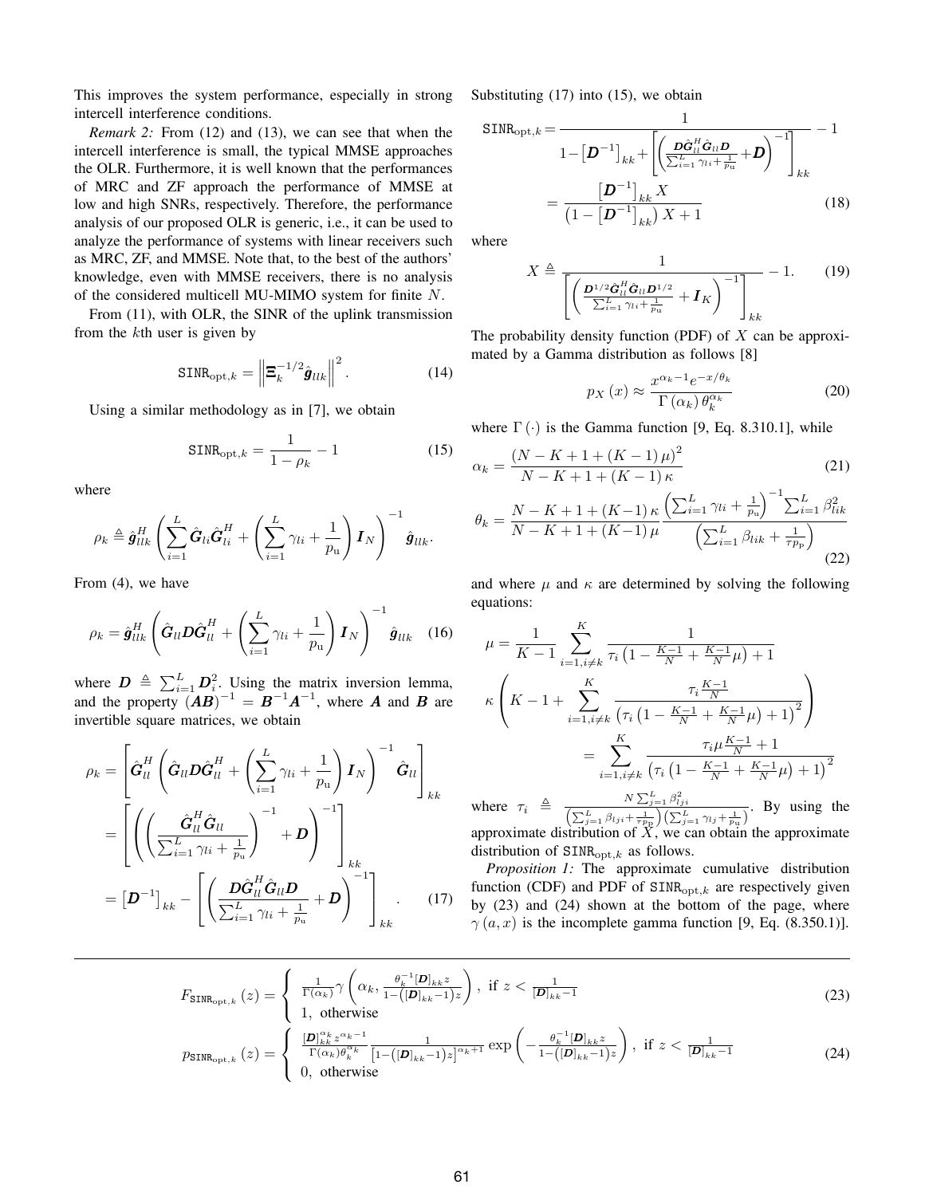This improves the system performance, especially in strong intercell interference conditions.

*Remark 2:* From (12) and (13), we can see that when the intercell interference is small, the typical MMSE approaches the OLR. Furthermore, it is well known that the performances of MRC and ZF approach the performance of MMSE at low and high SNRs, respectively. Therefore, the performance analysis of our proposed OLR is generic, i.e., it can be used to analyze the performance of systems with linear receivers such as MRC, ZF, and MMSE. Note that, to the best of the authors' knowledge, even with MMSE receivers, there is no analysis of the considered multicell MU-MIMO system for finite $N$.

From (11), with OLR, the SINR of the uplink transmission from the $k$th user is given by

$$\mathtt{SINR}_{\text{opt},k} = \left\| \boldsymbol{\Xi}_k^{-1/2} \hat{\boldsymbol{g}}_{llk} \right\|^2. \tag{14}$$

Using a similar methodology as in [7], we obtain

$$\mathtt{SINR}_{\text{opt},k} = \frac{1}{1-\rho_k} - 1 \tag{15}$$

where

$$\rho_k \triangleq \hat{\boldsymbol{g}}_{llk}^H \left( \sum_{i=1}^{L} \hat{\boldsymbol{G}}_{li} \hat{\boldsymbol{G}}_{li}^H + \left( \sum_{i=1}^{L} \gamma_{li} + \frac{1}{p_{\text{u}}} \right) \boldsymbol{I}_N \right)^{-1} \hat{\boldsymbol{g}}_{llk}.$$

From (4), we have

$$\rho_k = \hat{\boldsymbol{g}}_{llk}^H \left( \hat{\boldsymbol{G}}_{ll} \boldsymbol{D} \hat{\boldsymbol{G}}_{ll}^H + \left( \sum_{i=1}^{L} \gamma_{li} + \frac{1}{p_{\text{u}}} \right) \boldsymbol{I}_N \right)^{-1} \hat{\boldsymbol{g}}_{llk} \tag{16}$$

where $\boldsymbol{D} \triangleq \sum_{i=1}^{L} \boldsymbol{D}_i^2$. Using the matrix inversion lemma, and the property $(\boldsymbol{AB})^{-1} = \boldsymbol{B}^{-1}\boldsymbol{A}^{-1}$, where $\boldsymbol{A}$ and $\boldsymbol{B}$ are invertible square matrices, we obtain

$$\begin{aligned}
\rho_k &= \left[ \hat{\boldsymbol{G}}_{ll}^H \left( \hat{\boldsymbol{G}}_{ll} \boldsymbol{D} \hat{\boldsymbol{G}}_{ll}^H + \left( \sum_{i=1}^{L} \gamma_{li} + \frac{1}{p_{\text{u}}} \right) \boldsymbol{I}_N \right)^{-1} \hat{\boldsymbol{G}}_{ll} \right]_{kk} \\
&= \left[ \left( \left( \frac{\hat{\boldsymbol{G}}_{ll}^H \hat{\boldsymbol{G}}_{ll}}{\sum_{i=1}^{L} \gamma_{li} + \frac{1}{p_{\text{u}}}} \right)^{-1} + \boldsymbol{D} \right)^{-1} \right]_{kk} \\
&= \left[ \boldsymbol{D}^{-1} \right]_{kk} - \left[ \left( \frac{\boldsymbol{D} \hat{\boldsymbol{G}}_{ll}^H \hat{\boldsymbol{G}}_{ll} \boldsymbol{D}}{\sum_{i=1}^{L} \gamma_{li} + \frac{1}{p_{\text{u}}}} + \boldsymbol{D} \right)^{-1} \right]_{kk}.
\end{aligned} \tag{17}$$

Substituting (17) into (15), we obtain

$$\begin{aligned}
\mathtt{SINR}_{\text{opt},k} &= \frac{1}{1 - \left[ \boldsymbol{D}^{-1} \right]_{kk} + \left[ \left( \frac{\boldsymbol{D} \hat{\boldsymbol{G}}_{ll}^H \hat{\boldsymbol{G}}_{ll} \boldsymbol{D}}{\sum_{i=1}^{L} \gamma_{li} + \frac{1}{p_{\text{u}}}} + \boldsymbol{D} \right)^{-1} \right]_{kk}} - 1 \\
&= \frac{\left[ \boldsymbol{D}^{-1} \right]_{kk} X}{\left( 1 - \left[ \boldsymbol{D}^{-1} \right]_{kk} \right) X + 1}
\end{aligned} \tag{18}$$

where

$$X \triangleq \frac{1}{\left[ \left( \frac{\boldsymbol{D}^{1/2} \hat{\boldsymbol{G}}_{ll}^H \hat{\boldsymbol{G}}_{ll} \boldsymbol{D}^{1/2}}{\sum_{i=1}^{L} \gamma_{li} + \frac{1}{p_{\text{u}}}} + \boldsymbol{I}_K \right)^{-1} \right]_{kk}} - 1. \tag{19}$$

The probability density function (PDF) of $X$ can be approximated by a Gamma distribution as follows [8]

$$p_X(x) \approx \frac{x^{\alpha_k - 1} e^{-x/\theta_k}}{\Gamma(\alpha_k) \theta_k^{\alpha_k}} \tag{20}$$

where $\Gamma(\cdot)$ is the Gamma function [9, Eq. 8.310.1], while

$$\alpha_k = \frac{\left( N - K + 1 + (K-1)\mu \right)^2}{N - K + 1 + (K-1)\kappa} \tag{21}$$

$$\theta_k = \frac{N - K + 1 + (K-1)\kappa}{N - K + 1 + (K-1)\mu} \frac{\left( \sum_{i=1}^{L} \gamma_{li} + \frac{1}{p_{\text{u}}} \right)^{-1} \sum_{i=1}^{L} \beta_{lik}^2}{\left( \sum_{i=1}^{L} \beta_{lik} + \frac{1}{\tau p_{\text{p}}} \right)} \tag{22}$$

and where $\mu$ and $\kappa$ are determined by solving the following equations:

$$\mu = \frac{1}{K-1} \sum_{i=1, i \neq k}^{K} \frac{1}{\tau_i \left( 1 - \frac{K-1}{N} + \frac{K-1}{N}\mu \right) + 1}$$

$$\kappa \left( K - 1 + \sum_{i=1, i \neq k}^{K} \frac{\tau_i \frac{K-1}{N}}{\left( \tau_i \left( 1 - \frac{K-1}{N} + \frac{K-1}{N}\mu \right) + 1 \right)^2} \right) = \sum_{i=1, i \neq k}^{K} \frac{\tau_i \mu \frac{K-1}{N} + 1}{\left( \tau_i \left( 1 - \frac{K-1}{N} + \frac{K-1}{N}\mu \right) + 1 \right)^2}$$

where $\tau_i \triangleq \frac{N \sum_{j=1}^{L} \beta_{lji}^2}{\left( \sum_{j=1}^{L} \beta_{lji} + \frac{1}{\tau p_{\text{p}}} \right) \left( \sum_{j=1}^{L} \gamma_{lj} + \frac{1}{p_{\text{u}}} \right)}$. By using the approximate distribution of $X$, we can obtain the approximate distribution of $\mathtt{SINR}_{\text{opt},k}$ as follows.

*Proposition 1:* The approximate cumulative distribution function (CDF) and PDF of $\mathtt{SINR}_{\text{opt},k}$ are respectively given by (23) and (24) shown at the bottom of the page, where $\gamma(a, x)$ is the incomplete gamma function [9, Eq. (8.350.1)].

$$F_{\mathtt{SINR}_{\text{opt},k}}(z) = \begin{cases} \frac{1}{\Gamma(\alpha_k)} \gamma \left( \alpha_k, \frac{\theta_k^{-1} [\boldsymbol{D}]_{kk} z}{1 - \left( [\boldsymbol{D}]_{kk} - 1 \right) z} \right), & \text{if } z < \frac{1}{[\boldsymbol{D}]_{kk} - 1} \\ 1, & \text{otherwise} \end{cases} \tag{23}$$

$$p_{\mathtt{SINR}_{\text{opt},k}}(z) = \begin{cases} \frac{[\boldsymbol{D}]_{kk}^{\alpha_k} z^{\alpha_k - 1}}{\Gamma(\alpha_k) \theta_k^{\alpha_k}} \frac{1}{\left[ 1 - \left( [\boldsymbol{D}]_{kk} - 1 \right) z \right]^{\alpha_k + 1}} \exp \left( -\frac{\theta_k^{-1} [\boldsymbol{D}]_{kk} z}{1 - \left( [\boldsymbol{D}]_{kk} - 1 \right) z} \right), & \text{if } z < \frac{1}{[\boldsymbol{D}]_{kk} - 1} \\ 0, & \text{otherwise} \end{cases} \tag{24}$$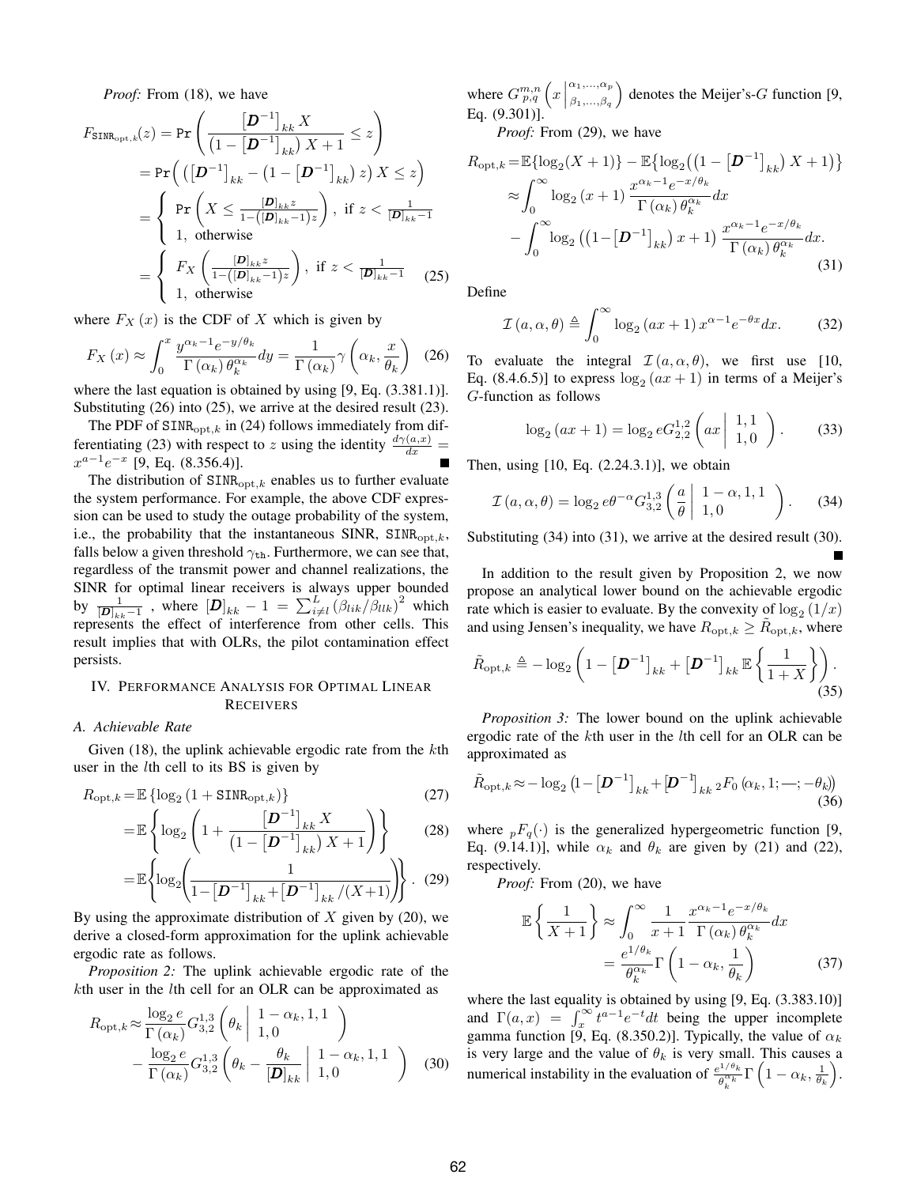*Proof:* From (18), we have

$$
\begin{aligned}
F_{\mathtt{SINR}_{\mathrm{opt},k}}(z) &= \Pr\left(\frac{\left[\boldsymbol{D}^{-1}\right]_{kk} X}{\left(1-\left[\boldsymbol{D}^{-1}\right]_{kk}\right) X+1} \leq z\right) \\
&= \Pr\Big(\left(\left[\boldsymbol{D}^{-1}\right]_{kk} - \left(1-\left[\boldsymbol{D}^{-1}\right]_{kk}\right) z\right) X \leq z\Big) \\
&= \begin{cases} \Pr\left(X \leq \frac{[\boldsymbol{D}]_{kk} z}{1-\left([\boldsymbol{D}]_{kk}-1\right) z}\right), & \text{if } z < \frac{1}{[\boldsymbol{D}]_{kk}-1} \\ 1, & \text{otherwise} \end{cases} \\
&= \begin{cases} F_X\left(\frac{[\boldsymbol{D}]_{kk} z}{1-\left([\boldsymbol{D}]_{kk}-1\right) z}\right), & \text{if } z < \frac{1}{[\boldsymbol{D}]_{kk}-1} \\ 1, & \text{otherwise} \end{cases}
\end{aligned} \tag{25}
$$

where $F_X(x)$ is the CDF of $X$ which is given by

$$
F_X(x) \approx \int_0^x \frac{y^{\alpha_k-1} e^{-y/\theta_k}}{\Gamma(\alpha_k)\,\theta_k^{\alpha_k}} dy = \frac{1}{\Gamma(\alpha_k)} \gamma\left(\alpha_k, \frac{x}{\theta_k}\right) \tag{26}
$$

where the last equation is obtained by using [9, Eq. (3.381.1)]. Substituting (26) into (25), we arrive at the desired result (23).

The PDF of $\mathtt{SINR}_{\mathrm{opt},k}$ in (24) follows immediately from differentiating (23) with respect to $z$ using the identity $\frac{d\gamma(a,x)}{dx} = x^{a-1}e^{-x}$ [9, Eq. (8.356.4)]. ∎

The distribution of $\mathtt{SINR}_{\mathrm{opt},k}$ enables us to further evaluate the system performance. For example, the above CDF expression can be used to study the outage probability of the system, i.e., the probability that the instantaneous SINR, $\mathtt{SINR}_{\mathrm{opt},k}$, falls below a given threshold $\gamma_{\mathtt{th}}$. Furthermore, we can see that, regardless of the transmit power and channel realizations, the SINR for optimal linear receivers is always upper bounded by $\frac{1}{[\boldsymbol{D}]_{kk}-1}$ , where $[\boldsymbol{D}]_{kk} - 1 = \sum_{i\neq l}^{L} \left(\beta_{lik}/\beta_{llk}\right)^2$ which represents the effect of interference from other cells. This result implies that with OLRs, the pilot contamination effect persists.

## IV. Performance Analysis for Optimal Linear Receivers

### A. Achievable Rate

Given (18), the uplink achievable ergodic rate from the $k$th user in the $l$th cell to its BS is given by

$$
R_{\mathrm{opt},k} = \mathbb{E}\left\{\log_2\left(1+\mathtt{SINR}_{\mathrm{opt},k}\right)\right\} \tag{27}
$$

$$
= \mathbb{E}\left\{\log_2\left(1+\frac{\left[\boldsymbol{D}^{-1}\right]_{kk} X}{\left(1-\left[\boldsymbol{D}^{-1}\right]_{kk}\right) X+1}\right)\right\} \tag{28}
$$

$$
= \mathbb{E}\left\{\log_2\left(\frac{1}{1-\left[\boldsymbol{D}^{-1}\right]_{kk}+\left[\boldsymbol{D}^{-1}\right]_{kk}/(X+1)}\right)\right\}. \tag{29}
$$

By using the approximate distribution of $X$ given by (20), we derive a closed-form approximation for the uplink achievable ergodic rate as follows.

*Proposition 2:* The uplink achievable ergodic rate of the $k$th user in the $l$th cell for an OLR can be approximated as

$$
R_{\mathrm{opt},k} \approx \frac{\log_2 e}{\Gamma(\alpha_k)} G_{3,2}^{1,3}\left(\theta_k \,\middle|\, \begin{matrix} 1-\alpha_k, 1, 1 \\ 1, 0 \end{matrix}\right) - \frac{\log_2 e}{\Gamma(\alpha_k)} G_{3,2}^{1,3}\left(\theta_k - \frac{\theta_k}{[\boldsymbol{D}]_{kk}} \,\middle|\, \begin{matrix} 1-\alpha_k, 1, 1 \\ 1, 0 \end{matrix}\right) \tag{30}
$$

where $G_{p,q}^{m,n}\left(x \,\middle|\, \begin{smallmatrix} \alpha_1,\ldots,\alpha_p \\ \beta_1,\ldots,\beta_q \end{smallmatrix}\right)$ denotes the Meijer's-$G$ function [9, Eq. (9.301)].

*Proof:* From (29), we have

$$
\begin{aligned}
R_{\mathrm{opt},k} &= \mathbb{E}\{\log_2(X+1)\} - \mathbb{E}\left\{\log_2\left(\left(1-\left[\boldsymbol{D}^{-1}\right]_{kk}\right) X+1\right)\right\} \\
&\approx \int_0^\infty \log_2(x+1) \frac{x^{\alpha_k-1}e^{-x/\theta_k}}{\Gamma(\alpha_k)\,\theta_k^{\alpha_k}} dx \\
&\quad - \int_0^\infty \log_2\left(\left(1-\left[\boldsymbol{D}^{-1}\right]_{kk}\right) x+1\right) \frac{x^{\alpha_k-1}e^{-x/\theta_k}}{\Gamma(\alpha_k)\,\theta_k^{\alpha_k}} dx.
\end{aligned} \tag{31}
$$

Define

$$
\mathcal{I}(a,\alpha,\theta) \triangleq \int_0^\infty \log_2(ax+1)\, x^{\alpha-1} e^{-\theta x} dx. \tag{32}
$$

To evaluate the integral $\mathcal{I}(a,\alpha,\theta)$, we first use [10, Eq. (8.4.6.5)] to express $\log_2(ax+1)$ in terms of a Meijer's $G$-function as follows

$$
\log_2(ax+1) = \log_2 e\, G_{2,2}^{1,2}\left(ax \,\middle|\, \begin{matrix} 1, 1 \\ 1, 0 \end{matrix}\right). \tag{33}
$$

Then, using [10, Eq. (2.24.3.1)], we obtain

$$
\mathcal{I}(a,\alpha,\theta) = \log_2 e\, \theta^{-\alpha} G_{3,2}^{1,3}\left(\frac{a}{\theta} \,\middle|\, \begin{matrix} 1-\alpha, 1, 1 \\ 1, 0 \end{matrix}\right). \tag{34}
$$

Substituting (34) into (31), we arrive at the desired result (30). ∎

In addition to the result given by Proposition 2, we now propose an analytical lower bound on the achievable ergodic rate which is easier to evaluate. By the convexity of $\log_2(1/x)$ and using Jensen's inequality, we have $R_{\mathrm{opt},k} \geq \tilde{R}_{\mathrm{opt},k}$, where

$$
\tilde{R}_{\mathrm{opt},k} \triangleq -\log_2\left(1-\left[\boldsymbol{D}^{-1}\right]_{kk} + \left[\boldsymbol{D}^{-1}\right]_{kk} \mathbb{E}\left\{\frac{1}{1+X}\right\}\right). \tag{35}
$$

*Proposition 3:* The lower bound on the uplink achievable ergodic rate of the $k$th user in the $l$th cell for an OLR can be approximated as

$$
\tilde{R}_{\mathrm{opt},k} \approx -\log_2\left(1-\left[\boldsymbol{D}^{-1}\right]_{kk} + \left[\boldsymbol{D}^{-1}\right]_{kk}\, {}_2F_0\left(\alpha_k, 1; —; -\theta_k\right)\right) \tag{36}
$$

where ${}_pF_q(\cdot)$ is the generalized hypergeometric function [9, Eq. (9.14.1)], while $\alpha_k$ and $\theta_k$ are given by (21) and (22), respectively.

*Proof:* From (20), we have

$$
\begin{aligned}
\mathbb{E}\left\{\frac{1}{X+1}\right\} &\approx \int_0^\infty \frac{1}{x+1} \frac{x^{\alpha_k-1}e^{-x/\theta_k}}{\Gamma(\alpha_k)\,\theta_k^{\alpha_k}} dx \\
&= \frac{e^{1/\theta_k}}{\theta_k^{\alpha_k}} \Gamma\left(1-\alpha_k, \frac{1}{\theta_k}\right)
\end{aligned} \tag{37}
$$

where the last equality is obtained by using [9, Eq. (3.383.10)] and $\Gamma(a,x) = \int_x^\infty t^{a-1}e^{-t}dt$ being the upper incomplete gamma function [9, Eq. (8.350.2)]. Typically, the value of $\alpha_k$ is very large and the value of $\theta_k$ is very small. This causes a numerical instability in the evaluation of $\frac{e^{1/\theta_k}}{\theta_k^{\alpha_k}} \Gamma\left(1-\alpha_k, \frac{1}{\theta_k}\right)$.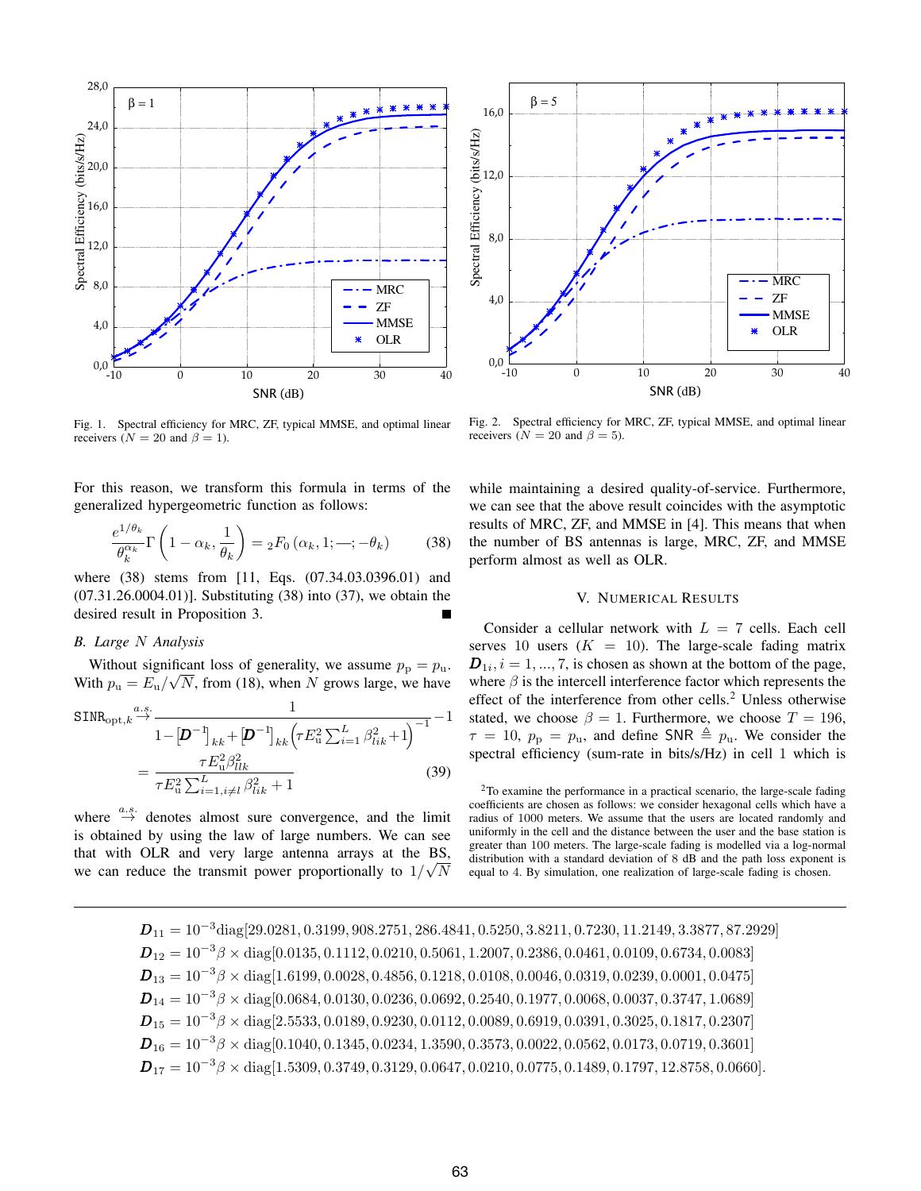Fig. 1. Spectral efficiency for MRC, ZF, typical MMSE, and optimal linear receivers ($N = 20$ and $\beta = 1$).

Fig. 2. Spectral efficiency for MRC, ZF, typical MMSE, and optimal linear receivers ($N = 20$ and $\beta = 5$).

For this reason, we transform this formula in terms of the generalized hypergeometric function as follows:

$$\frac{e^{1/\theta_k}}{\theta_k^{\alpha_k}}\Gamma\left(1-\alpha_k, \frac{1}{\theta_k}\right) = {}_2F_0\left(\alpha_k, 1; \text{—}; -\theta_k\right) \tag{38}$$

where (38) stems from [11, Eqs. (07.34.03.0396.01) and (07.31.26.0004.01)]. Substituting (38) into (37), we obtain the desired result in Proposition 3. ■

### B. Large $N$ Analysis

Without significant loss of generality, we assume $p_{\rm p} = p_{\rm u}$. With $p_{\rm u} = E_{\rm u}/\sqrt{N}$, from (18), when $N$ grows large, we have

$$\begin{aligned}
\mathtt{SINR}_{{\rm opt},k} &\overset{a.s.}{\to} \frac{1}{1-\left[\boldsymbol{D}^{-1}\right]_{kk}+\left[\boldsymbol{D}^{-1}\right]_{kk}\left(\tau E_{\rm u}^2\sum_{i=1}^{L}\beta_{lik}^2+1\right)^{-1}}-1 \\
&= \frac{\tau E_{\rm u}^2\beta_{llk}^2}{\tau E_{\rm u}^2\sum_{i=1, i\neq l}^{L}\beta_{lik}^2+1}
\end{aligned} \tag{39}$$

where $\overset{a.s.}{\to}$ denotes almost sure convergence, and the limit is obtained by using the law of large numbers. We can see that with OLR and very large antenna arrays at the BS, we can reduce the transmit power proportionally to $1/\sqrt{N}$ while maintaining a desired quality-of-service. Furthermore, we can see that the above result coincides with the asymptotic results of MRC, ZF, and MMSE in [4]. This means that when the number of BS antennas is large, MRC, ZF, and MMSE perform almost as well as OLR.

## V. Numerical Results

Consider a cellular network with $L = 7$ cells. Each cell serves 10 users ($K = 10$). The large-scale fading matrix $\boldsymbol{D}_{1i}, i = 1, ..., 7$, is chosen as shown at the bottom of the page, where $\beta$ is the intercell interference factor which represents the effect of the interference from other cells.[2] Unless otherwise stated, we choose $\beta = 1$. Furthermore, we choose $T = 196$, $\tau = 10$, $p_{\rm p} = p_{\rm u}$, and define $\mathsf{SNR} \triangleq p_{\rm u}$. We consider the spectral efficiency (sum-rate in bits/s/Hz) in cell 1 which is

[2] To examine the performance in a practical scenario, the large-scale fading coefficients are chosen as follows: we consider hexagonal cells which have a radius of 1000 meters. We assume that the users are located randomly and uniformly in the cell and the distance between the user and the base station is greater than 100 meters. The large-scale fading is modelled via a log-normal distribution with a standard deviation of 8 dB and the path loss exponent is equal to 4. By simulation, one realization of large-scale fading is chosen.

$$\begin{aligned}
\boldsymbol{D}_{11} &= 10^{-3}{\rm diag}[29.0281, 0.3199, 908.2751, 286.4841, 0.5250, 3.8211, 0.7230, 11.2149, 3.3877, 87.2929] \\
\boldsymbol{D}_{12} &= 10^{-3}\beta \times {\rm diag}[0.0135, 0.1112, 0.0210, 0.5061, 1.2007, 0.2386, 0.0461, 0.0109, 0.6734, 0.0083] \\
\boldsymbol{D}_{13} &= 10^{-3}\beta \times {\rm diag}[1.6199, 0.0028, 0.4856, 0.1218, 0.0108, 0.0046, 0.0319, 0.0239, 0.0001, 0.0475] \\
\boldsymbol{D}_{14} &= 10^{-3}\beta \times {\rm diag}[0.0684, 0.0130, 0.0236, 0.0692, 0.2540, 0.1977, 0.0068, 0.0037, 0.3747, 1.0689] \\
\boldsymbol{D}_{15} &= 10^{-3}\beta \times {\rm diag}[2.5533, 0.0189, 0.9230, 0.0112, 0.0089, 0.6919, 0.0391, 0.3025, 0.1817, 0.2307] \\
\boldsymbol{D}_{16} &= 10^{-3}\beta \times {\rm diag}[0.1040, 0.1345, 0.0234, 1.3590, 0.3573, 0.0022, 0.0562, 0.0173, 0.0719, 0.3601] \\
\boldsymbol{D}_{17} &= 10^{-3}\beta \times {\rm diag}[1.5309, 0.3749, 0.3129, 0.0647, 0.0210, 0.0775, 0.1489, 0.1797, 12.8758, 0.0660].
\end{aligned}$$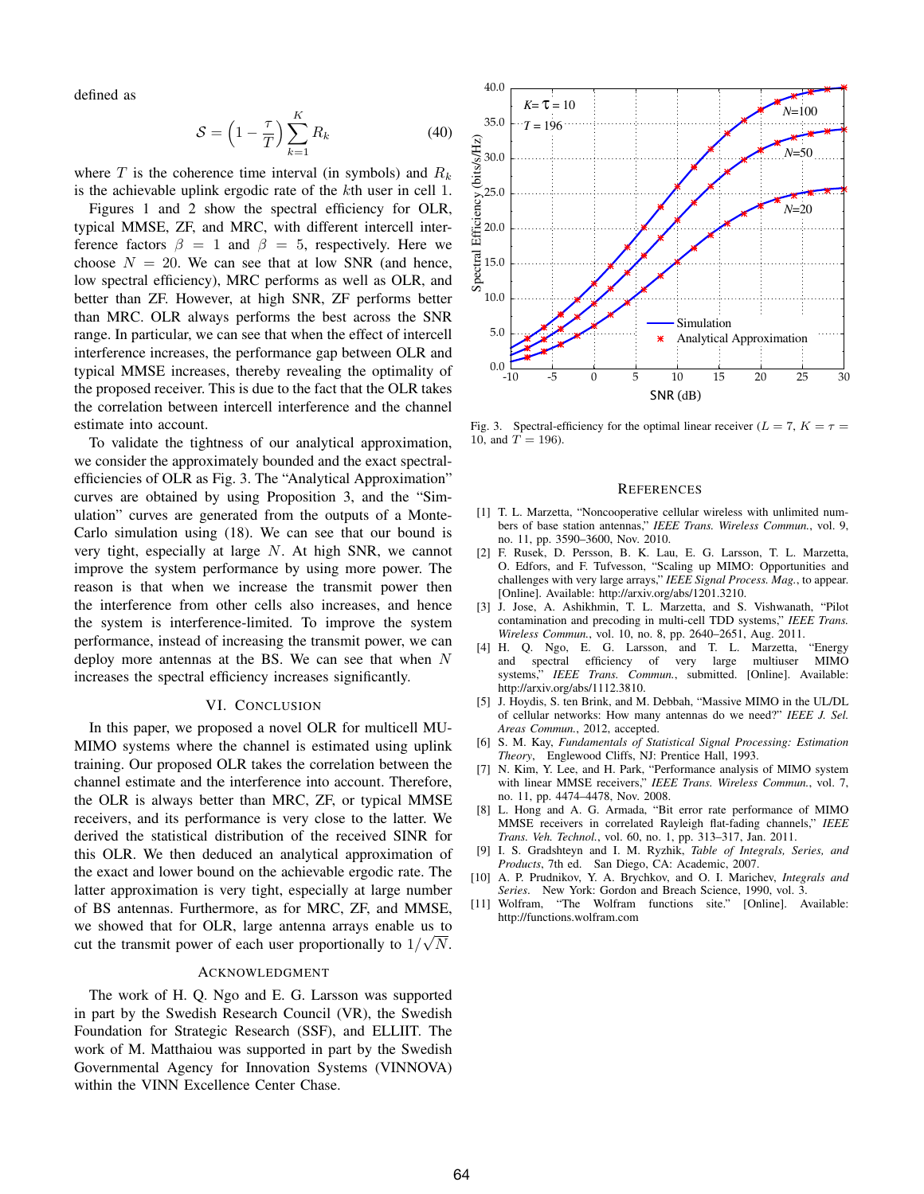defined as

$$\mathcal{S} = \left(1 - \frac{\tau}{T}\right) \sum_{k=1}^{K} R_k \tag{40}$$

where $T$ is the coherence time interval (in symbols) and $R_k$ is the achievable uplink ergodic rate of the $k$th user in cell 1.

Figures 1 and 2 show the spectral efficiency for OLR, typical MMSE, ZF, and MRC, with different intercell interference factors $\beta = 1$ and $\beta = 5$, respectively. Here we choose $N = 20$. We can see that at low SNR (and hence, low spectral efficiency), MRC performs as well as OLR, and better than ZF. However, at high SNR, ZF performs better than MRC. OLR always performs the best across the SNR range. In particular, we can see that when the effect of intercell interference increases, the performance gap between OLR and typical MMSE increases, thereby revealing the optimality of the proposed receiver. This is due to the fact that the OLR takes the correlation between intercell interference and the channel estimate into account.

To validate the tightness of our analytical approximation, we consider the approximately bounded and the exact spectral-efficiencies of OLR as Fig. 3. The "Analytical Approximation" curves are obtained by using Proposition 3, and the "Simulation" curves are generated from the outputs of a Monte-Carlo simulation using (18). We can see that our bound is very tight, especially at large $N$. At high SNR, we cannot improve the system performance by using more power. The reason is that when we increase the transmit power then the interference from other cells also increases, and hence the system is interference-limited. To improve the system performance, instead of increasing the transmit power, we can deploy more antennas at the BS. We can see that when $N$ increases the spectral efficiency increases significantly.

## VI. Conclusion

In this paper, we proposed a novel OLR for multicell MU-MIMO systems where the channel is estimated using uplink training. Our proposed OLR takes the correlation between the channel estimate and the interference into account. Therefore, the OLR is always better than MRC, ZF, or typical MMSE receivers, and its performance is very close to the latter. We derived the statistical distribution of the received SINR for this OLR. We then deduced an analytical approximation of the exact and lower bound on the achievable ergodic rate. The latter approximation is very tight, especially at large number of BS antennas. Furthermore, as for MRC, ZF, and MMSE, we showed that for OLR, large antenna arrays enable us to cut the transmit power of each user proportionally to $1/\sqrt{N}$.

## Acknowledgment

The work of H. Q. Ngo and E. G. Larsson was supported in part by the Swedish Research Council (VR), the Swedish Foundation for Strategic Research (SSF), and ELLIIT. The work of M. Matthaiou was supported in part by the Swedish Governmental Agency for Innovation Systems (VINNOVA) within the VINN Excellence Center Chase.

K= τ = 10
T = 196
N=100
N=50
N=20
Simulation
Analytical Approximation
Spectral Efficiency (bits/s/Hz)
SNR (dB)
40.0
35.0
30.0
25.0
20.0
15.0
10.0
5.0
0.0
-10
-5
0
5
10
15
20
25
30

Fig. 3. Spectral-efficiency for the optimal linear receiver ($L = 7$, $K = \tau = 10$, and $T = 196$).

## References

[1] T. L. Marzetta, "Noncooperative cellular wireless with unlimited numbers of base station antennas," *IEEE Trans. Wireless Commun.*, vol. 9, no. 11, pp. 3590–3600, Nov. 2010.

[2] F. Rusek, D. Persson, B. K. Lau, E. G. Larsson, T. L. Marzetta, O. Edfors, and F. Tufvesson, "Scaling up MIMO: Opportunities and challenges with very large arrays," *IEEE Signal Process. Mag.*, to appear. [Online]. Available: http://arxiv.org/abs/1201.3210.

[3] J. Jose, A. Ashikhmin, T. L. Marzetta, and S. Vishwanath, "Pilot contamination and precoding in multi-cell TDD systems," *IEEE Trans. Wireless Commun.*, vol. 10, no. 8, pp. 2640–2651, Aug. 2011.

[4] H. Q. Ngo, E. G. Larsson, and T. L. Marzetta, "Energy and spectral efficiency of very large multiuser MIMO systems," *IEEE Trans. Commun.*, submitted. [Online]. Available: http://arxiv.org/abs/1112.3810.

[5] J. Hoydis, S. ten Brink, and M. Debbah, "Massive MIMO in the UL/DL of cellular networks: How many antennas do we need?" *IEEE J. Sel. Areas Commun.*, 2012, accepted.

[6] S. M. Kay, *Fundamentals of Statistical Signal Processing: Estimation Theory*, Englewood Cliffs, NJ: Prentice Hall, 1993.

[7] N. Kim, Y. Lee, and H. Park, "Performance analysis of MIMO system with linear MMSE receivers," *IEEE Trans. Wireless Commun.*, vol. 7, no. 11, pp. 4474–4478, Nov. 2008.

[8] L. Hong and A. G. Armada, "Bit error rate performance of MIMO MMSE receivers in correlated Rayleigh flat-fading channels," *IEEE Trans. Veh. Technol.*, vol. 60, no. 1, pp. 313–317, Jan. 2011.

[9] I. S. Gradshteyn and I. M. Ryzhik, *Table of Integrals, Series, and Products*, 7th ed. San Diego, CA: Academic, 2007.

[10] A. P. Prudnikov, Y. A. Brychkov, and O. I. Marichev, *Integrals and Series*. New York: Gordon and Breach Science, 1990, vol. 3.

[11] Wolfram, "The Wolfram functions site." [Online]. Available: http://functions.wolfram.com